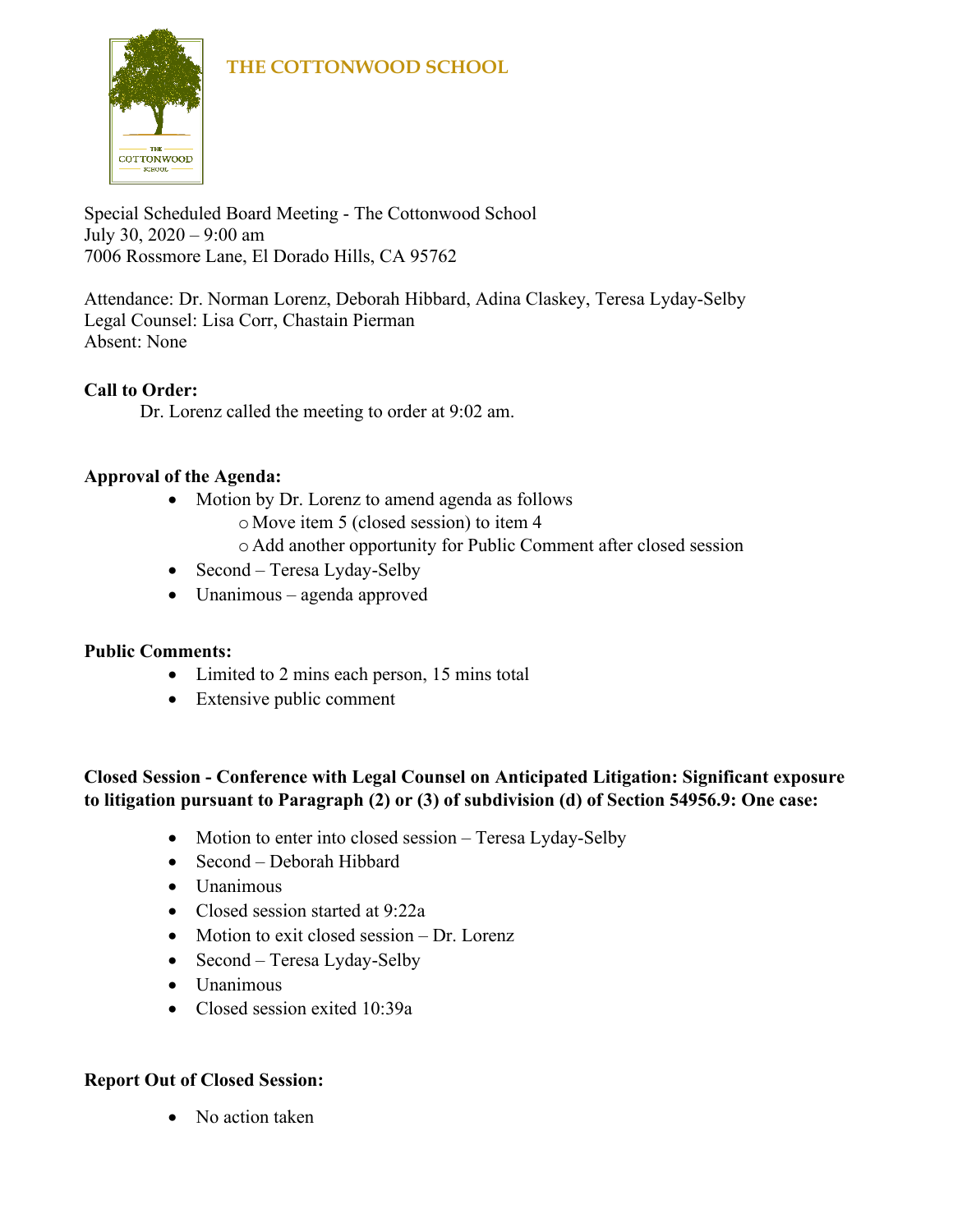# THE COTTONWOOD SCHOOL

Special Scheduled Board Meeting - The Cottonwood School
July 30, 2020 – 9:00 am
7006 Rossmore Lane, El Dorado Hills, CA 95762

Attendance: Dr. Norman Lorenz, Deborah Hibbard, Adina Claskey, Teresa Lyday-Selby
Legal Counsel: Lisa Corr, Chastain Pierman
Absent: None

**Call to Order:**

Dr. Lorenz called the meeting to order at 9:02 am.

**Approval of the Agenda:**

- Motion by Dr. Lorenz to amend agenda as follows
  - Move item 5 (closed session) to item 4
  - Add another opportunity for Public Comment after closed session
- Second – Teresa Lyday-Selby
- Unanimous – agenda approved

**Public Comments:**

- Limited to 2 mins each person, 15 mins total
- Extensive public comment

**Closed Session - Conference with Legal Counsel on Anticipated Litigation: Significant exposure to litigation pursuant to Paragraph (2) or (3) of subdivision (d) of Section 54956.9: One case:**

- Motion to enter into closed session – Teresa Lyday-Selby
- Second – Deborah Hibbard
- Unanimous
- Closed session started at 9:22a
- Motion to exit closed session – Dr. Lorenz
- Second – Teresa Lyday-Selby
- Unanimous
- Closed session exited 10:39a

**Report Out of Closed Session:**

- No action taken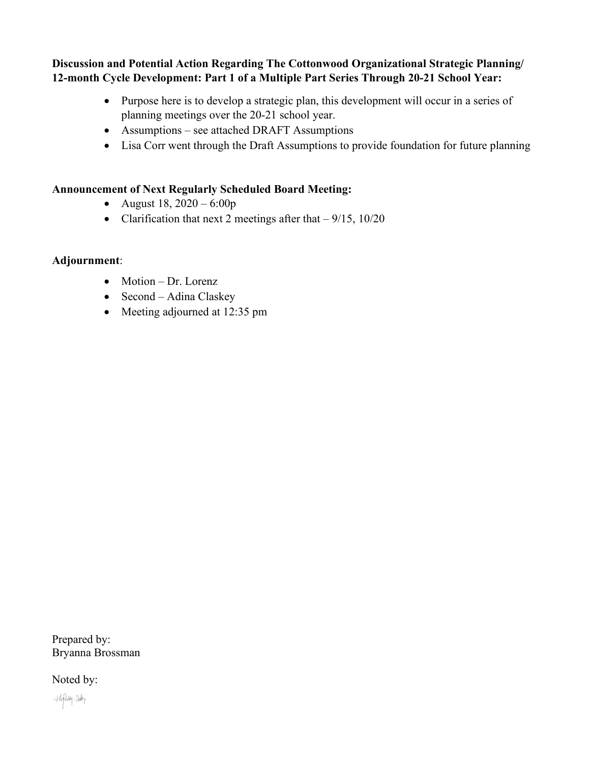**Discussion and Potential Action Regarding The Cottonwood Organizational Strategic Planning/ 12-month Cycle Development: Part 1 of a Multiple Part Series Through 20-21 School Year:**

- Purpose here is to develop a strategic plan, this development will occur in a series of planning meetings over the 20-21 school year.
- Assumptions – see attached DRAFT Assumptions
- Lisa Corr went through the Draft Assumptions to provide foundation for future planning

**Announcement of Next Regularly Scheduled Board Meeting:**

- August 18, 2020 – 6:00p
- Clarification that next 2 meetings after that – 9/15, 10/20

**Adjournment**:

- Motion – Dr. Lorenz
- Second – Adina Claskey
- Meeting adjourned at 12:35 pm

Prepared by:
Bryanna Brossman

Noted by: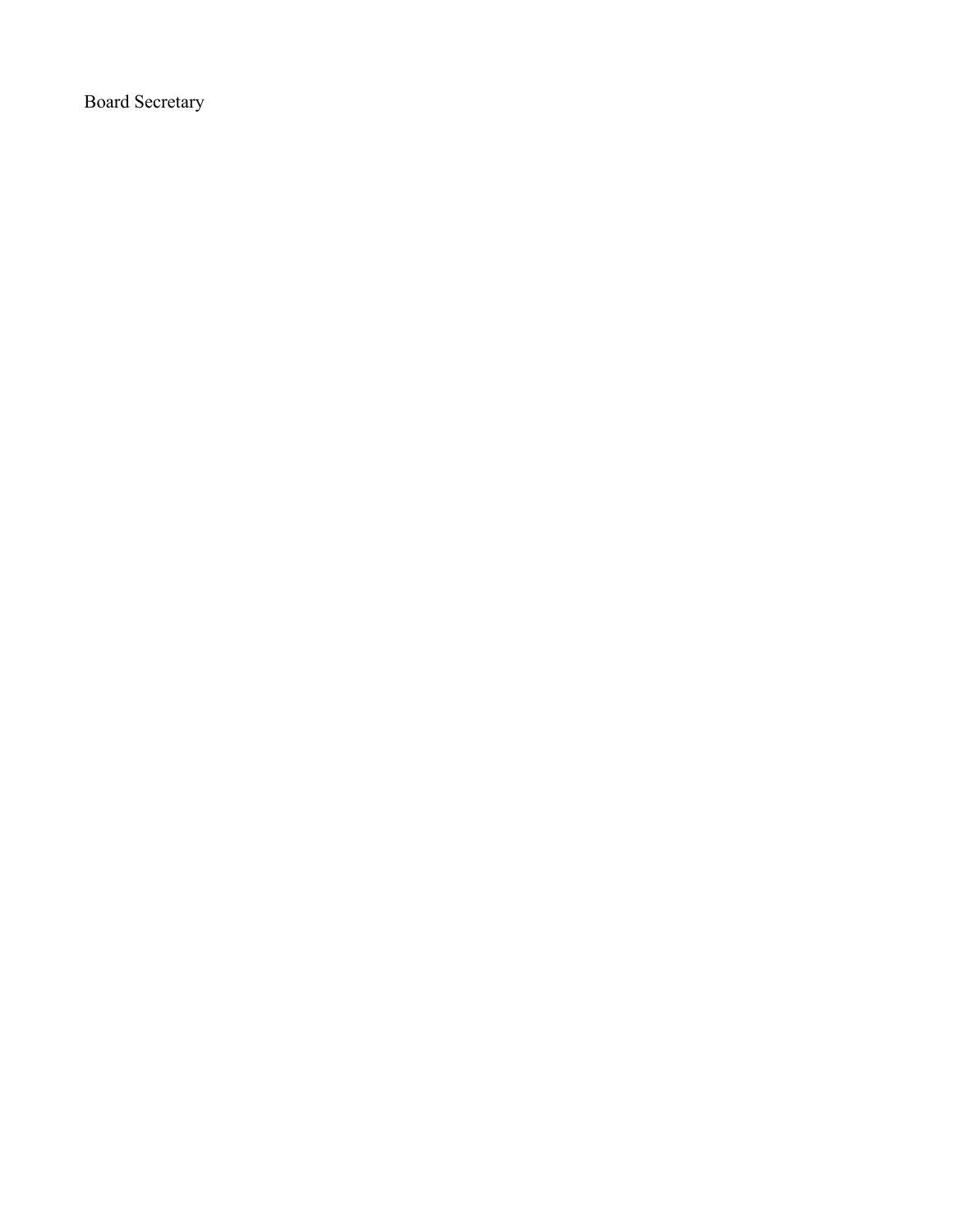Board Secretary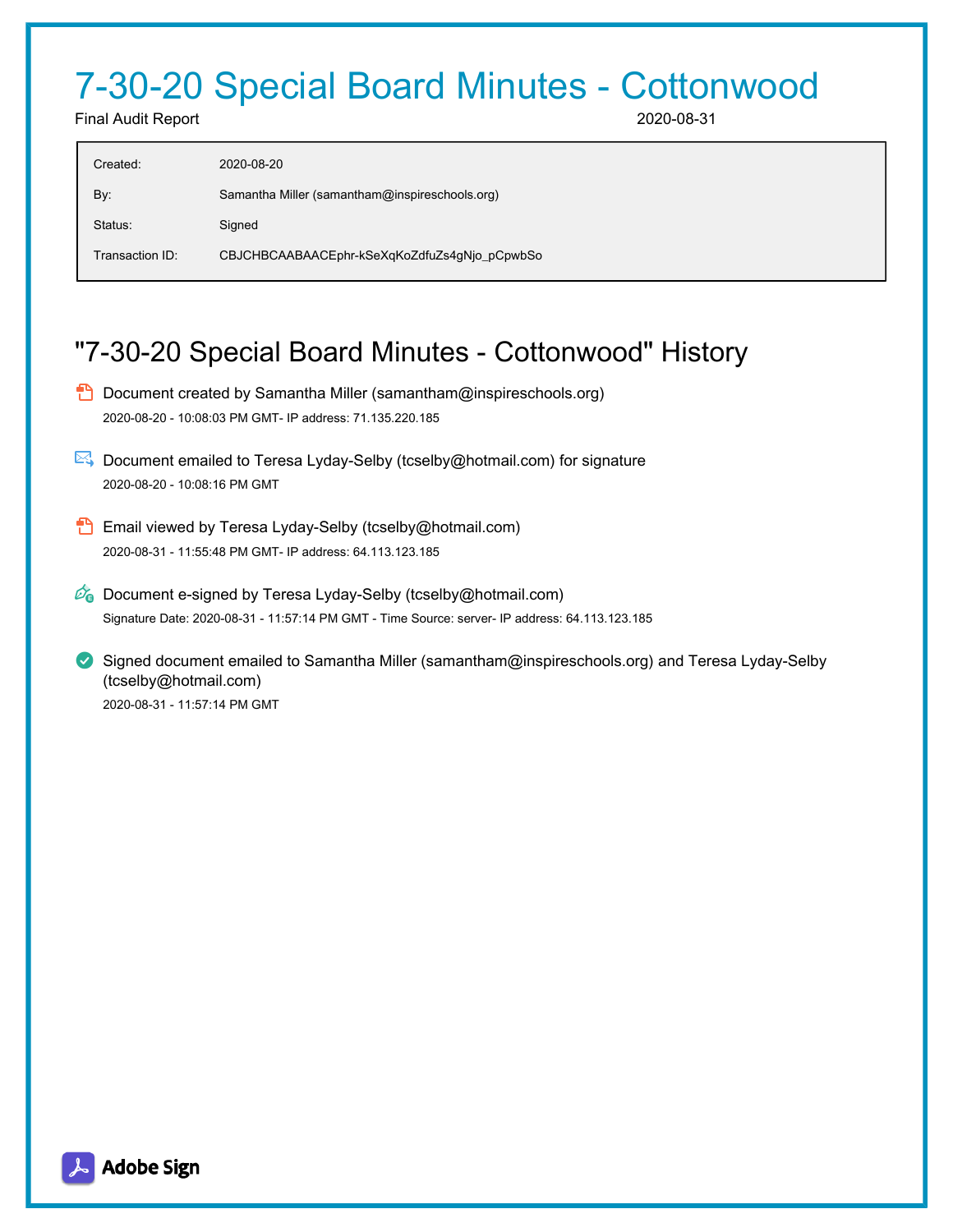# 7-30-20 Special Board Minutes - Cottonwood

Final Audit Report 2020-08-31

| | |
|---|---|
| Created: | 2020-08-20 |
| By: | Samantha Miller (samantham@inspireschools.org) |
| Status: | Signed |
| Transaction ID: | CBJCHBCAABAACEphr-kSeXqKoZdfuZs4gNjo_pCpwbSo |

## "7-30-20 Special Board Minutes - Cottonwood" History

- Document created by Samantha Miller (samantham@inspireschools.org)
  2020-08-20 - 10:08:03 PM GMT- IP address: 71.135.220.185

- Document emailed to Teresa Lyday-Selby (tcselby@hotmail.com) for signature
  2020-08-20 - 10:08:16 PM GMT

- Email viewed by Teresa Lyday-Selby (tcselby@hotmail.com)
  2020-08-31 - 11:55:48 PM GMT- IP address: 64.113.123.185

- Document e-signed by Teresa Lyday-Selby (tcselby@hotmail.com)
  Signature Date: 2020-08-31 - 11:57:14 PM GMT - Time Source: server- IP address: 64.113.123.185

- Signed document emailed to Samantha Miller (samantham@inspireschools.org) and Teresa Lyday-Selby (tcselby@hotmail.com)
  2020-08-31 - 11:57:14 PM GMT

Adobe Sign